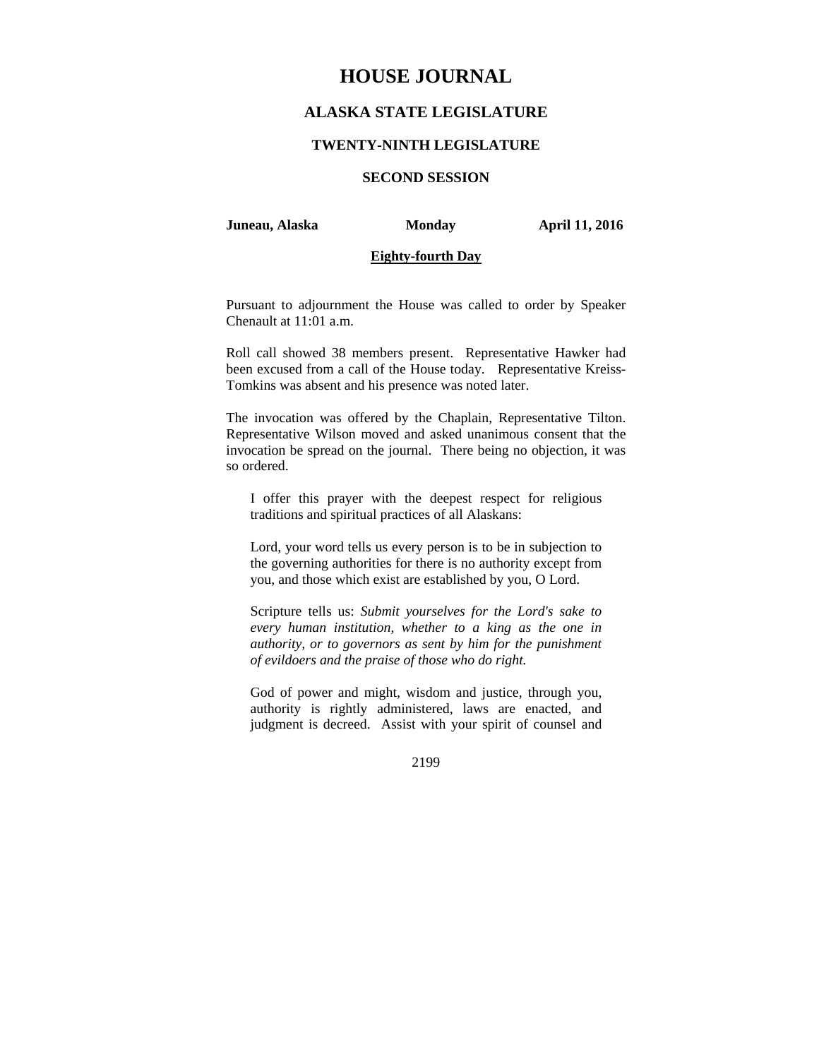# HOUSE JOURNAL

## ALASKA STATE LEGISLATURE

### TWENTY-NINTH LEGISLATURE

### SECOND SESSION

**Juneau, Alaska** **Monday** **April 11, 2016**

**Eighty-fourth Day**

Pursuant to adjournment the House was called to order by Speaker Chenault at 11:01 a.m.

Roll call showed 38 members present. Representative Hawker had been excused from a call of the House today. Representative Kreiss-Tomkins was absent and his presence was noted later.

The invocation was offered by the Chaplain, Representative Tilton. Representative Wilson moved and asked unanimous consent that the invocation be spread on the journal. There being no objection, it was so ordered.

> I offer this prayer with the deepest respect for religious traditions and spiritual practices of all Alaskans:
>
> Lord, your word tells us every person is to be in subjection to the governing authorities for there is no authority except from you, and those which exist are established by you, O Lord.
>
> Scripture tells us: *Submit yourselves for the Lord's sake to every human institution, whether to a king as the one in authority, or to governors as sent by him for the punishment of evildoers and the praise of those who do right.*
>
> God of power and might, wisdom and justice, through you, authority is rightly administered, laws are enacted, and judgment is decreed. Assist with your spirit of counsel and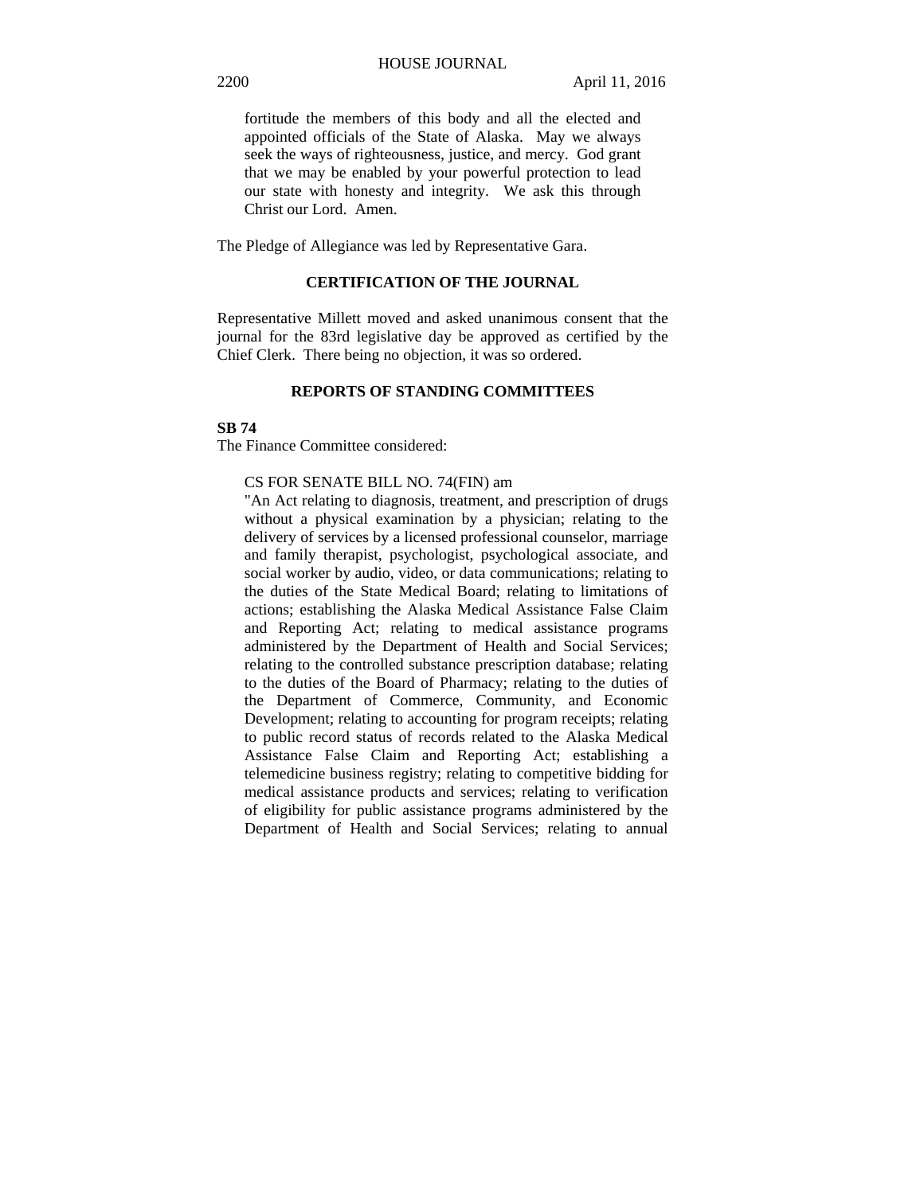fortitude the members of this body and all the elected and appointed officials of the State of Alaska. May we always seek the ways of righteousness, justice, and mercy. God grant that we may be enabled by your powerful protection to lead our state with honesty and integrity. We ask this through Christ our Lord. Amen.

The Pledge of Allegiance was led by Representative Gara.

## CERTIFICATION OF THE JOURNAL

Representative Millett moved and asked unanimous consent that the journal for the 83rd legislative day be approved as certified by the Chief Clerk. There being no objection, it was so ordered.

## REPORTS OF STANDING COMMITTEES

**SB 74**

The Finance Committee considered:

CS FOR SENATE BILL NO. 74(FIN) am

"An Act relating to diagnosis, treatment, and prescription of drugs without a physical examination by a physician; relating to the delivery of services by a licensed professional counselor, marriage and family therapist, psychologist, psychological associate, and social worker by audio, video, or data communications; relating to the duties of the State Medical Board; relating to limitations of actions; establishing the Alaska Medical Assistance False Claim and Reporting Act; relating to medical assistance programs administered by the Department of Health and Social Services; relating to the controlled substance prescription database; relating to the duties of the Board of Pharmacy; relating to the duties of the Department of Commerce, Community, and Economic Development; relating to accounting for program receipts; relating to public record status of records related to the Alaska Medical Assistance False Claim and Reporting Act; establishing a telemedicine business registry; relating to competitive bidding for medical assistance products and services; relating to verification of eligibility for public assistance programs administered by the Department of Health and Social Services; relating to annual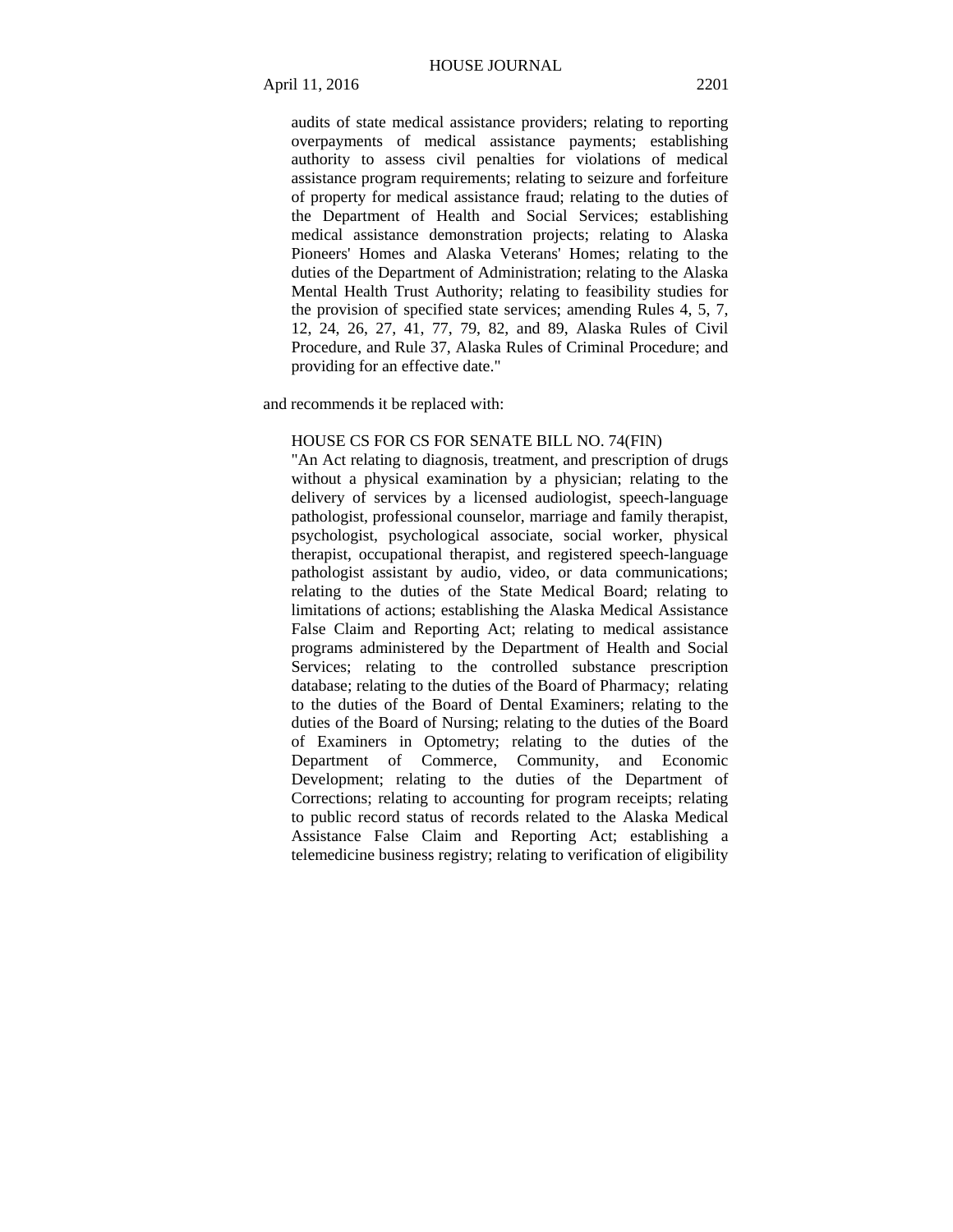audits of state medical assistance providers; relating to reporting overpayments of medical assistance payments; establishing authority to assess civil penalties for violations of medical assistance program requirements; relating to seizure and forfeiture of property for medical assistance fraud; relating to the duties of the Department of Health and Social Services; establishing medical assistance demonstration projects; relating to Alaska Pioneers' Homes and Alaska Veterans' Homes; relating to the duties of the Department of Administration; relating to the Alaska Mental Health Trust Authority; relating to feasibility studies for the provision of specified state services; amending Rules 4, 5, 7, 12, 24, 26, 27, 41, 77, 79, 82, and 89, Alaska Rules of Civil Procedure, and Rule 37, Alaska Rules of Criminal Procedure; and providing for an effective date."

and recommends it be replaced with:

HOUSE CS FOR CS FOR SENATE BILL NO. 74(FIN)
"An Act relating to diagnosis, treatment, and prescription of drugs without a physical examination by a physician; relating to the delivery of services by a licensed audiologist, speech-language pathologist, professional counselor, marriage and family therapist, psychologist, psychological associate, social worker, physical therapist, occupational therapist, and registered speech-language pathologist assistant by audio, video, or data communications; relating to the duties of the State Medical Board; relating to limitations of actions; establishing the Alaska Medical Assistance False Claim and Reporting Act; relating to medical assistance programs administered by the Department of Health and Social Services; relating to the controlled substance prescription database; relating to the duties of the Board of Pharmacy; relating to the duties of the Board of Dental Examiners; relating to the duties of the Board of Nursing; relating to the duties of the Board of Examiners in Optometry; relating to the duties of the Department of Commerce, Community, and Economic Development; relating to the duties of the Department of Corrections; relating to accounting for program receipts; relating to public record status of records related to the Alaska Medical Assistance False Claim and Reporting Act; establishing a telemedicine business registry; relating to verification of eligibility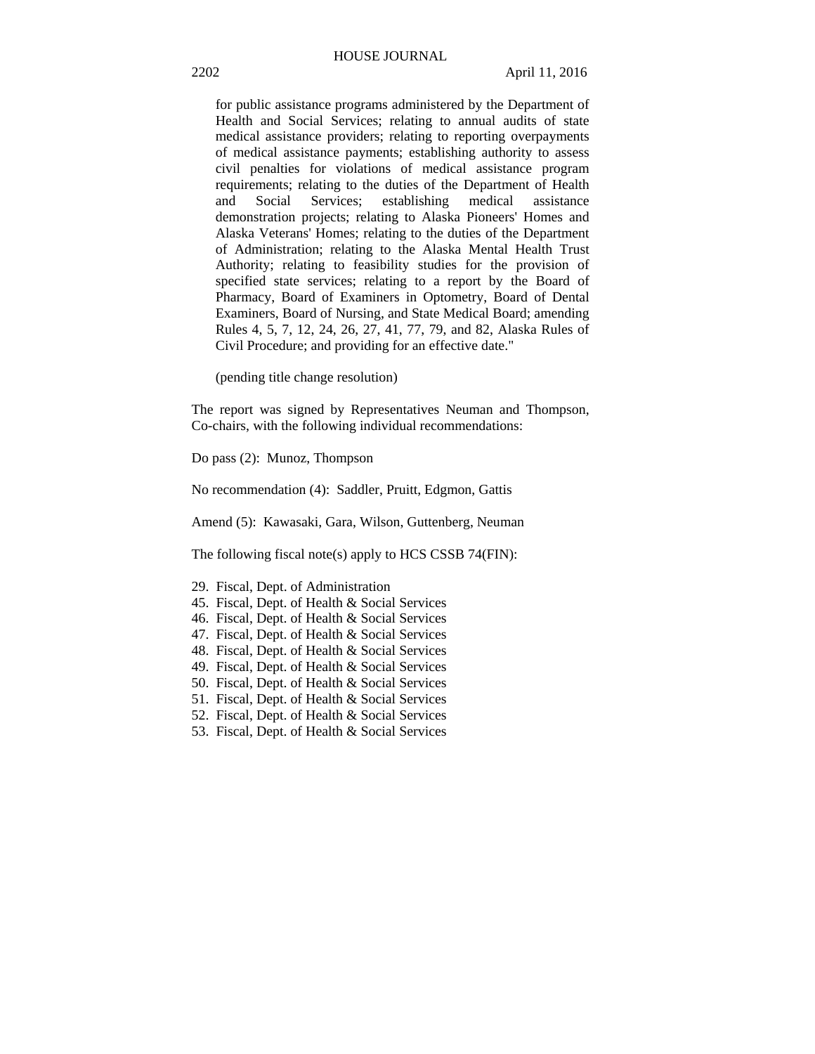for public assistance programs administered by the Department of Health and Social Services; relating to annual audits of state medical assistance providers; relating to reporting overpayments of medical assistance payments; establishing authority to assess civil penalties for violations of medical assistance program requirements; relating to the duties of the Department of Health and Social Services; establishing medical assistance demonstration projects; relating to Alaska Pioneers' Homes and Alaska Veterans' Homes; relating to the duties of the Department of Administration; relating to the Alaska Mental Health Trust Authority; relating to feasibility studies for the provision of specified state services; relating to a report by the Board of Pharmacy, Board of Examiners in Optometry, Board of Dental Examiners, Board of Nursing, and State Medical Board; amending Rules 4, 5, 7, 12, 24, 26, 27, 41, 77, 79, and 82, Alaska Rules of Civil Procedure; and providing for an effective date."

(pending title change resolution)

The report was signed by Representatives Neuman and Thompson, Co-chairs, with the following individual recommendations:

Do pass (2): Munoz, Thompson

No recommendation (4): Saddler, Pruitt, Edgmon, Gattis

Amend (5): Kawasaki, Gara, Wilson, Guttenberg, Neuman

The following fiscal note(s) apply to HCS CSSB 74(FIN):

29. Fiscal, Dept. of Administration
45. Fiscal, Dept. of Health & Social Services
46. Fiscal, Dept. of Health & Social Services
47. Fiscal, Dept. of Health & Social Services
48. Fiscal, Dept. of Health & Social Services
49. Fiscal, Dept. of Health & Social Services
50. Fiscal, Dept. of Health & Social Services
51. Fiscal, Dept. of Health & Social Services
52. Fiscal, Dept. of Health & Social Services
53. Fiscal, Dept. of Health & Social Services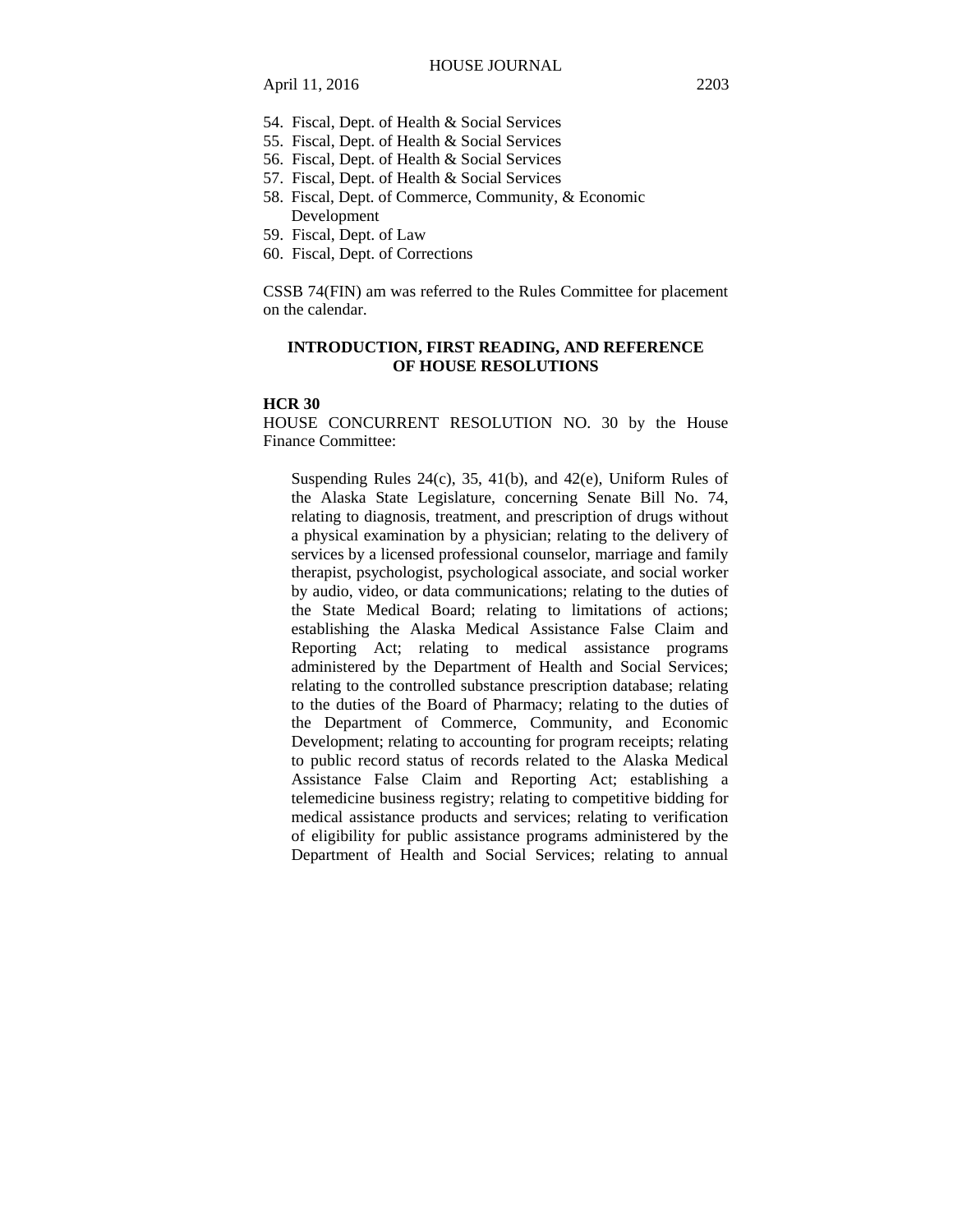54. Fiscal, Dept. of Health & Social Services
55. Fiscal, Dept. of Health & Social Services
56. Fiscal, Dept. of Health & Social Services
57. Fiscal, Dept. of Health & Social Services
58. Fiscal, Dept. of Commerce, Community, & Economic Development
59. Fiscal, Dept. of Law
60. Fiscal, Dept. of Corrections

CSSB 74(FIN) am was referred to the Rules Committee for placement on the calendar.

## INTRODUCTION, FIRST READING, AND REFERENCE OF HOUSE RESOLUTIONS

**HCR 30**

HOUSE CONCURRENT RESOLUTION NO. 30 by the House Finance Committee:

> Suspending Rules 24(c), 35, 41(b), and 42(e), Uniform Rules of the Alaska State Legislature, concerning Senate Bill No. 74, relating to diagnosis, treatment, and prescription of drugs without a physical examination by a physician; relating to the delivery of services by a licensed professional counselor, marriage and family therapist, psychologist, psychological associate, and social worker by audio, video, or data communications; relating to the duties of the State Medical Board; relating to limitations of actions; establishing the Alaska Medical Assistance False Claim and Reporting Act; relating to medical assistance programs administered by the Department of Health and Social Services; relating to the controlled substance prescription database; relating to the duties of the Board of Pharmacy; relating to the duties of the Department of Commerce, Community, and Economic Development; relating to accounting for program receipts; relating to public record status of records related to the Alaska Medical Assistance False Claim and Reporting Act; establishing a telemedicine business registry; relating to competitive bidding for medical assistance products and services; relating to verification of eligibility for public assistance programs administered by the Department of Health and Social Services; relating to annual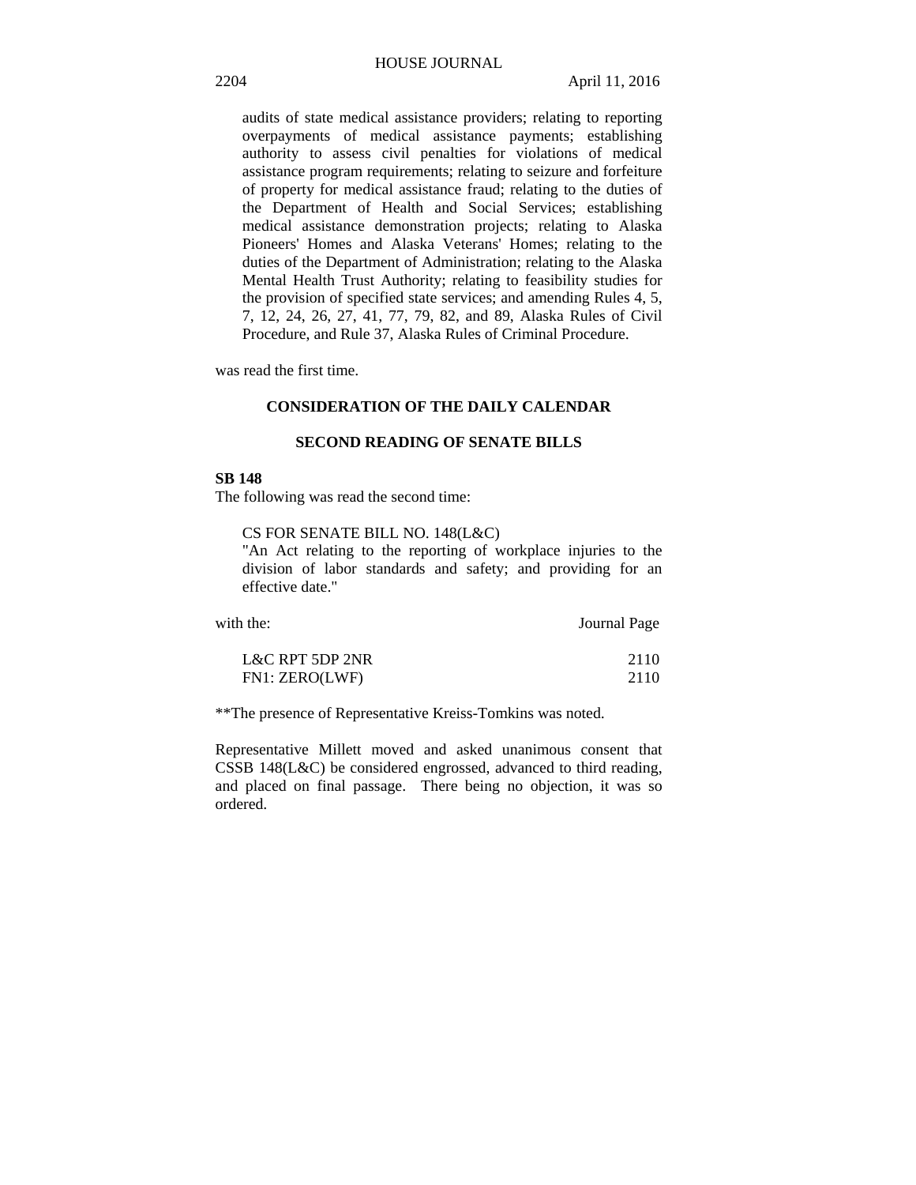audits of state medical assistance providers; relating to reporting overpayments of medical assistance payments; establishing authority to assess civil penalties for violations of medical assistance program requirements; relating to seizure and forfeiture of property for medical assistance fraud; relating to the duties of the Department of Health and Social Services; establishing medical assistance demonstration projects; relating to Alaska Pioneers' Homes and Alaska Veterans' Homes; relating to the duties of the Department of Administration; relating to the Alaska Mental Health Trust Authority; relating to feasibility studies for the provision of specified state services; and amending Rules 4, 5, 7, 12, 24, 26, 27, 41, 77, 79, 82, and 89, Alaska Rules of Civil Procedure, and Rule 37, Alaska Rules of Criminal Procedure.

was read the first time.

## CONSIDERATION OF THE DAILY CALENDAR

### SECOND READING OF SENATE BILLS

**SB 148**

The following was read the second time:

CS FOR SENATE BILL NO. 148(L&C)
"An Act relating to the reporting of workplace injuries to the division of labor standards and safety; and providing for an effective date."

| with the: | Journal Page |
|---|---|
| L&C RPT 5DP 2NR | 2110 |
| FN1: ZERO(LWF) | 2110 |

**The presence of Representative Kreiss-Tomkins was noted.

Representative Millett moved and asked unanimous consent that CSSB 148(L&C) be considered engrossed, advanced to third reading, and placed on final passage. There being no objection, it was so ordered.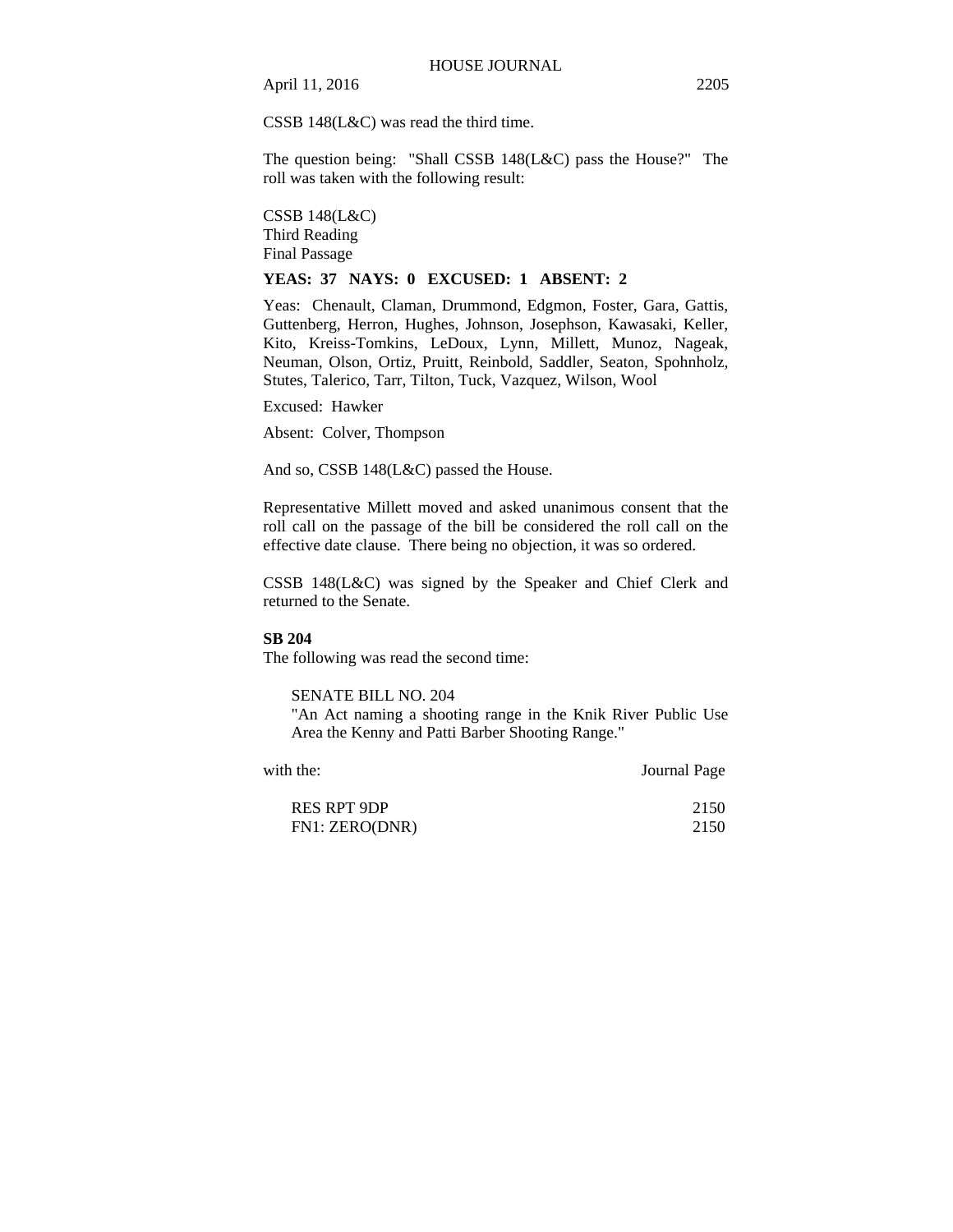CSSB 148(L&C) was read the third time.

The question being: "Shall CSSB 148(L&C) pass the House?" The roll was taken with the following result:

CSSB 148(L&C)
Third Reading
Final Passage

**YEAS: 37 NAYS: 0 EXCUSED: 1 ABSENT: 2**

Yeas: Chenault, Claman, Drummond, Edgmon, Foster, Gara, Gattis, Guttenberg, Herron, Hughes, Johnson, Josephson, Kawasaki, Keller, Kito, Kreiss-Tomkins, LeDoux, Lynn, Millett, Munoz, Nageak, Neuman, Olson, Ortiz, Pruitt, Reinbold, Saddler, Seaton, Spohnholz, Stutes, Talerico, Tarr, Tilton, Tuck, Vazquez, Wilson, Wool

Excused: Hawker

Absent: Colver, Thompson

And so, CSSB 148(L&C) passed the House.

Representative Millett moved and asked unanimous consent that the roll call on the passage of the bill be considered the roll call on the effective date clause. There being no objection, it was so ordered.

CSSB 148(L&C) was signed by the Speaker and Chief Clerk and returned to the Senate.

**SB 204**

The following was read the second time:

SENATE BILL NO. 204
"An Act naming a shooting range in the Knik River Public Use Area the Kenny and Patti Barber Shooting Range."

| with the: | Journal Page |
|---|---|
| RES RPT 9DP | 2150 |
| FN1: ZERO(DNR) | 2150 |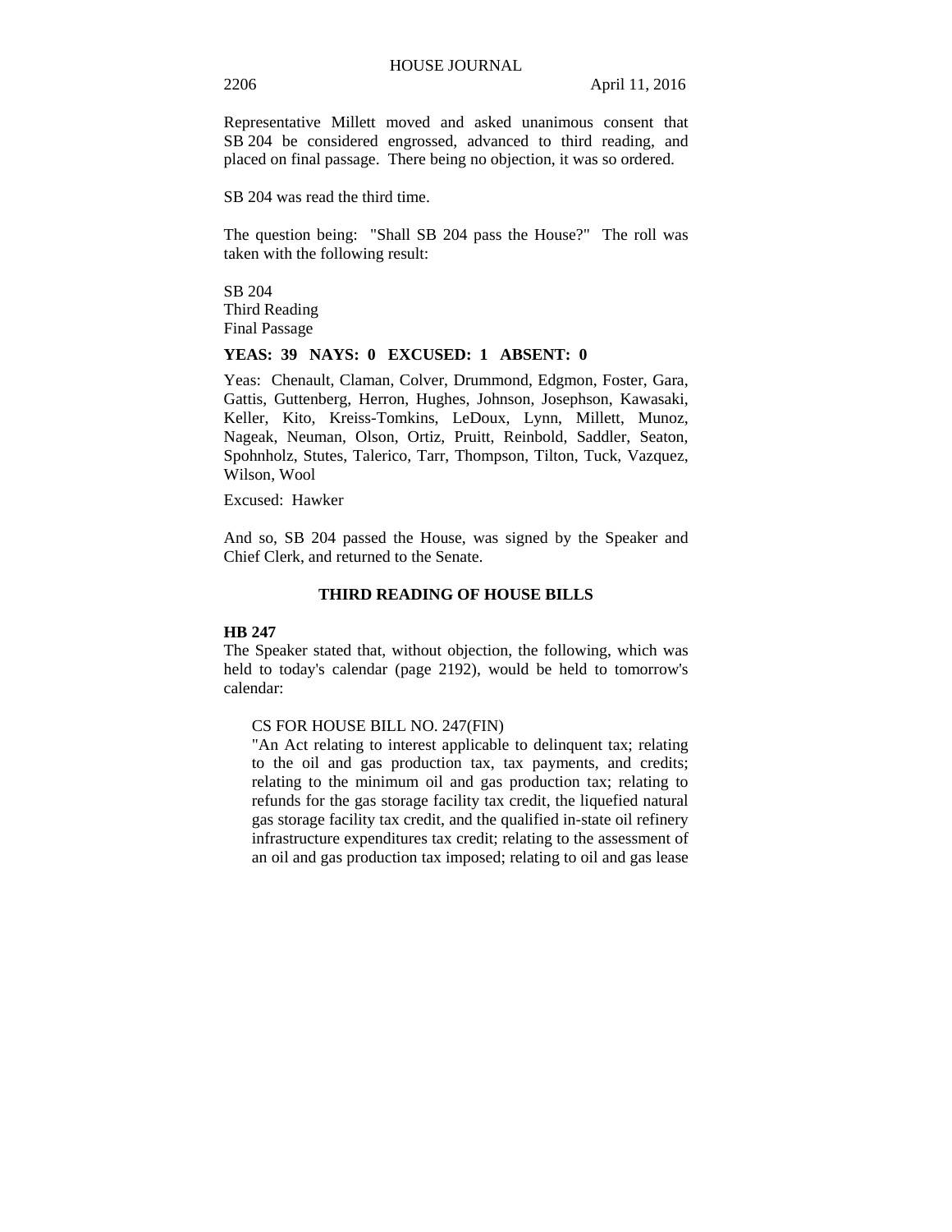Representative Millett moved and asked unanimous consent that SB 204 be considered engrossed, advanced to third reading, and placed on final passage. There being no objection, it was so ordered.

SB 204 was read the third time.

The question being: "Shall SB 204 pass the House?" The roll was taken with the following result:

SB 204
Third Reading
Final Passage

**YEAS: 39 NAYS: 0 EXCUSED: 1 ABSENT: 0**

Yeas: Chenault, Claman, Colver, Drummond, Edgmon, Foster, Gara, Gattis, Guttenberg, Herron, Hughes, Johnson, Josephson, Kawasaki, Keller, Kito, Kreiss-Tomkins, LeDoux, Lynn, Millett, Munoz, Nageak, Neuman, Olson, Ortiz, Pruitt, Reinbold, Saddler, Seaton, Spohnholz, Stutes, Talerico, Tarr, Thompson, Tilton, Tuck, Vazquez, Wilson, Wool

Excused: Hawker

And so, SB 204 passed the House, was signed by the Speaker and Chief Clerk, and returned to the Senate.

## THIRD READING OF HOUSE BILLS

**HB 247**

The Speaker stated that, without objection, the following, which was held to today's calendar (page 2192), would be held to tomorrow's calendar:

> CS FOR HOUSE BILL NO. 247(FIN)
> "An Act relating to interest applicable to delinquent tax; relating to the oil and gas production tax, tax payments, and credits; relating to the minimum oil and gas production tax; relating to refunds for the gas storage facility tax credit, the liquefied natural gas storage facility tax credit, and the qualified in-state oil refinery infrastructure expenditures tax credit; relating to the assessment of an oil and gas production tax imposed; relating to oil and gas lease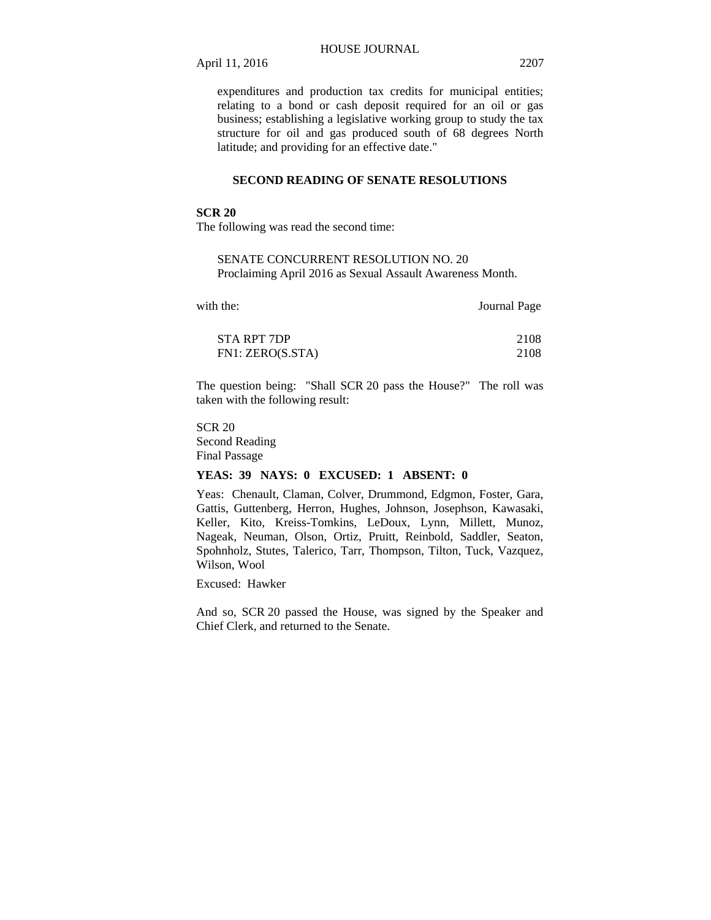expenditures and production tax credits for municipal entities; relating to a bond or cash deposit required for an oil or gas business; establishing a legislative working group to study the tax structure for oil and gas produced south of 68 degrees North latitude; and providing for an effective date."

## SECOND READING OF SENATE RESOLUTIONS

**SCR 20**

The following was read the second time:

SENATE CONCURRENT RESOLUTION NO. 20
Proclaiming April 2016 as Sexual Assault Awareness Month.

| with the: | Journal Page |
|---|---|
| STA RPT 7DP | 2108 |
| FN1: ZERO(S.STA) | 2108 |

The question being: "Shall SCR 20 pass the House?" The roll was taken with the following result:

SCR 20
Second Reading
Final Passage

**YEAS: 39 NAYS: 0 EXCUSED: 1 ABSENT: 0**

Yeas: Chenault, Claman, Colver, Drummond, Edgmon, Foster, Gara, Gattis, Guttenberg, Herron, Hughes, Johnson, Josephson, Kawasaki, Keller, Kito, Kreiss-Tomkins, LeDoux, Lynn, Millett, Munoz, Nageak, Neuman, Olson, Ortiz, Pruitt, Reinbold, Saddler, Seaton, Spohnholz, Stutes, Talerico, Tarr, Thompson, Tilton, Tuck, Vazquez, Wilson, Wool

Excused: Hawker

And so, SCR 20 passed the House, was signed by the Speaker and Chief Clerk, and returned to the Senate.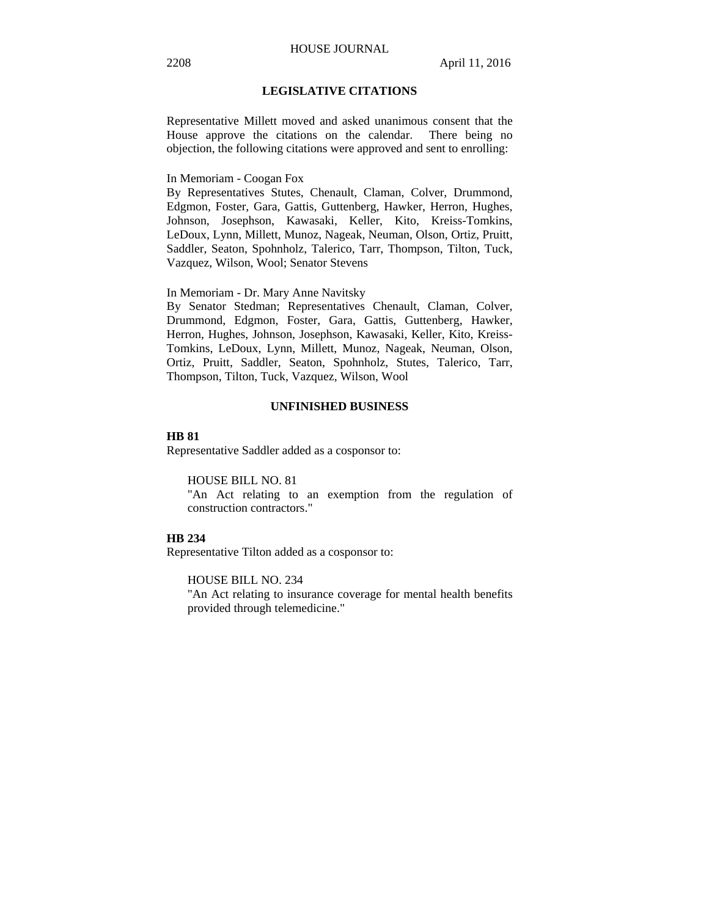## LEGISLATIVE CITATIONS

Representative Millett moved and asked unanimous consent that the House approve the citations on the calendar. There being no objection, the following citations were approved and sent to enrolling:

In Memoriam - Coogan Fox
By Representatives Stutes, Chenault, Claman, Colver, Drummond, Edgmon, Foster, Gara, Gattis, Guttenberg, Hawker, Herron, Hughes, Johnson, Josephson, Kawasaki, Keller, Kito, Kreiss-Tomkins, LeDoux, Lynn, Millett, Munoz, Nageak, Neuman, Olson, Ortiz, Pruitt, Saddler, Seaton, Spohnholz, Talerico, Tarr, Thompson, Tilton, Tuck, Vazquez, Wilson, Wool; Senator Stevens

In Memoriam - Dr. Mary Anne Navitsky
By Senator Stedman; Representatives Chenault, Claman, Colver, Drummond, Edgmon, Foster, Gara, Gattis, Guttenberg, Hawker, Herron, Hughes, Johnson, Josephson, Kawasaki, Keller, Kito, Kreiss-Tomkins, LeDoux, Lynn, Millett, Munoz, Nageak, Neuman, Olson, Ortiz, Pruitt, Saddler, Seaton, Spohnholz, Stutes, Talerico, Tarr, Thompson, Tilton, Tuck, Vazquez, Wilson, Wool

## UNFINISHED BUSINESS

**HB 81**
Representative Saddler added as a cosponsor to:

HOUSE BILL NO. 81
"An Act relating to an exemption from the regulation of construction contractors."

**HB 234**
Representative Tilton added as a cosponsor to:

HOUSE BILL NO. 234
"An Act relating to insurance coverage for mental health benefits provided through telemedicine."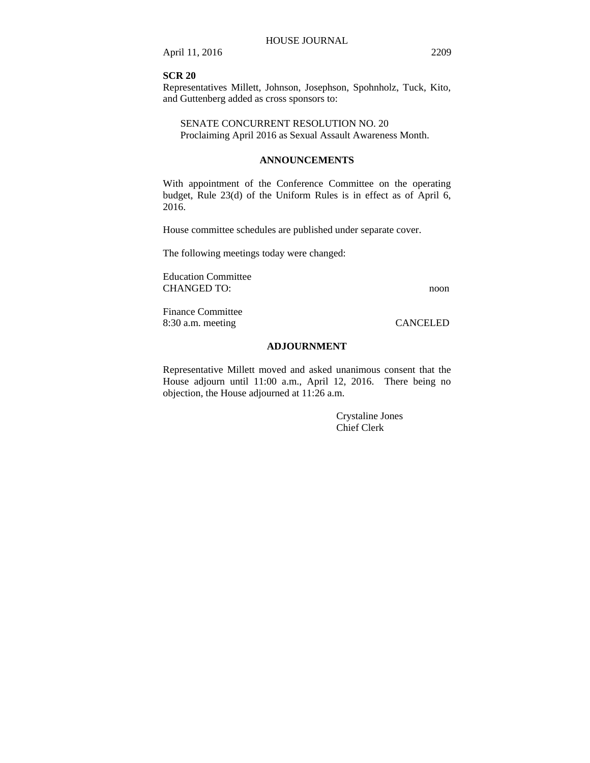**SCR 20**

Representatives Millett, Johnson, Josephson, Spohnholz, Tuck, Kito, and Guttenberg added as cross sponsors to:

SENATE CONCURRENT RESOLUTION NO. 20
Proclaiming April 2016 as Sexual Assault Awareness Month.

## ANNOUNCEMENTS

With appointment of the Conference Committee on the operating budget, Rule 23(d) of the Uniform Rules is in effect as of April 6, 2016.

House committee schedules are published under separate cover.

The following meetings today were changed:

Education Committee
CHANGED TO: noon

Finance Committee
8:30 a.m. meeting CANCELED

## ADJOURNMENT

Representative Millett moved and asked unanimous consent that the House adjourn until 11:00 a.m., April 12, 2016. There being no objection, the House adjourned at 11:26 a.m.

Crystaline Jones
Chief Clerk